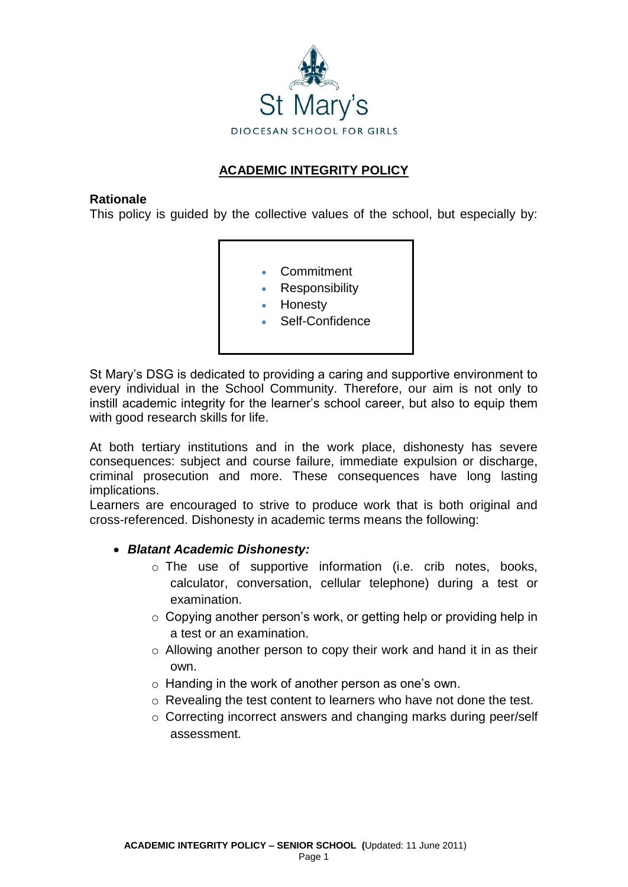St Mary's

DIOCESAN SCHOOL FOR GIRLS

# ACADEMIC INTEGRITY POLICY

## Rationale

This policy is guided by the collective values of the school, but especially by:

- Commitment
- Responsibility
- Honesty
- Self-Confidence

St Mary's DSG is dedicated to providing a caring and supportive environment to every individual in the School Community. Therefore, our aim is not only to instill academic integrity for the learner's school career, but also to equip them with good research skills for life.

At both tertiary institutions and in the work place, dishonesty has severe consequences: subject and course failure, immediate expulsion or discharge, criminal prosecution and more. These consequences have long lasting implications.

Learners are encouraged to strive to produce work that is both original and cross-referenced. Dishonesty in academic terms means the following:

- ***Blatant Academic Dishonesty:***
  - The use of supportive information (i.e. crib notes, books, calculator, conversation, cellular telephone) during a test or examination.
  - Copying another person's work, or getting help or providing help in a test or an examination.
  - Allowing another person to copy their work and hand it in as their own.
  - Handing in the work of another person as one's own.
  - Revealing the test content to learners who have not done the test.
  - Correcting incorrect answers and changing marks during peer/self assessment.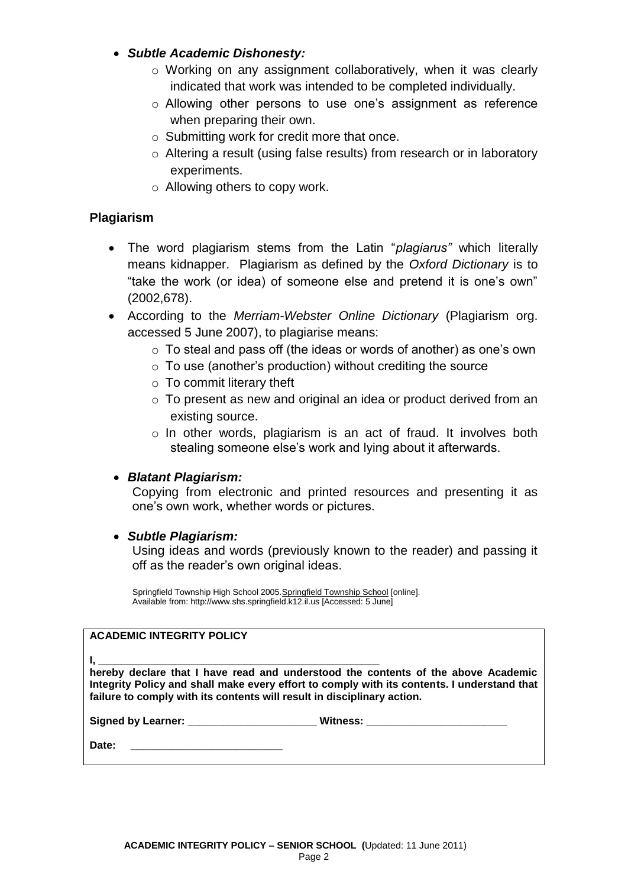- ***Subtle Academic Dishonesty:***
  - Working on any assignment collaboratively, when it was clearly indicated that work was intended to be completed individually.
  - Allowing other persons to use one's assignment as reference when preparing their own.
  - Submitting work for credit more that once.
  - Altering a result (using false results) from research or in laboratory experiments.
  - Allowing others to copy work.

## Plagiarism

- The word plagiarism stems from the Latin "*plagiarus"* which literally means kidnapper. Plagiarism as defined by the *Oxford Dictionary* is to "take the work (or idea) of someone else and pretend it is one's own" (2002,678).
- According to the *Merriam-Webster Online Dictionary* (Plagiarism org. accessed 5 June 2007), to plagiarise means:
  - To steal and pass off (the ideas or words of another) as one's own
  - To use (another's production) without crediting the source
  - To commit literary theft
  - To present as new and original an idea or product derived from an existing source.
  - In other words, plagiarism is an act of fraud. It involves both stealing someone else's work and lying about it afterwards.

- ***Blatant Plagiarism:***

  Copying from electronic and printed resources and presenting it as one's own work, whether words or pictures.

- ***Subtle Plagiarism:***

  Using ideas and words (previously known to the reader) and passing it off as the reader's own original ideas.

Springfield Township High School 2005.Springfield Township School [online]. Available from: http://www.shs.springfield.k12.il.us [Accessed: 5 June]

---

**ACADEMIC INTEGRITY POLICY**

**I, ___________________________________________________**

**hereby declare that I have read and understood the contents of the above Academic Integrity Policy and shall make every effort to comply with its contents. I understand that failure to comply with its contents will result in disciplinary action.**

**Signed by Learner: ______________________ Witness: ________________________**

**Date: __________________________**

---